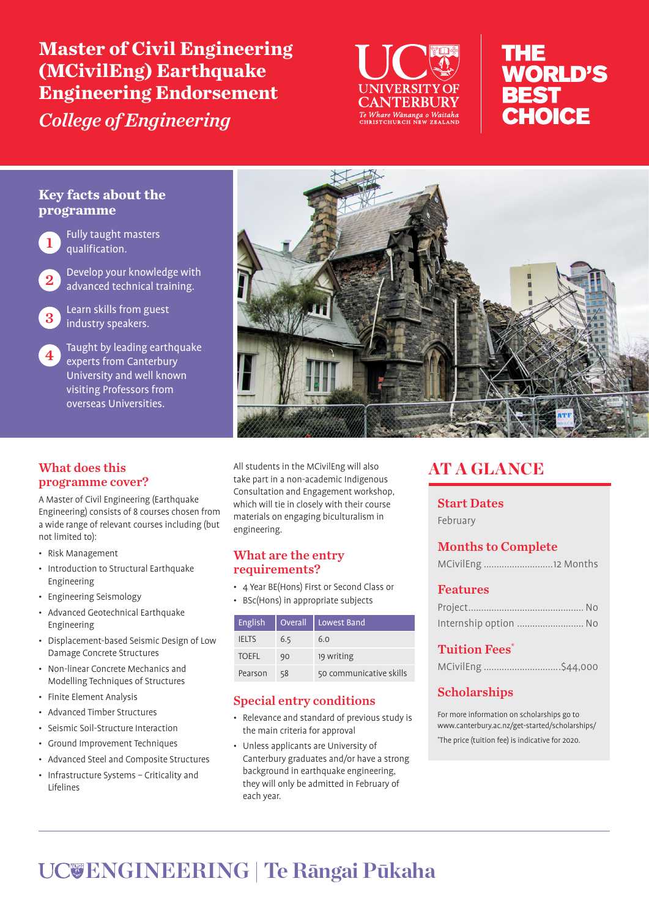# Master of Civil Engineering (MCivilEng) Earthquake Engineering Endorsement

*College of Engineering*

UC UNIVERSITY OF CANTERBURY
Te Whare Wānanga o Waitaha
CHRISTCHURCH NEW ZEALAND

THE WORLD'S BEST CHOICE

## Key facts about the programme

1. Fully taught masters qualification.
2. Develop your knowledge with advanced technical training.
3. Learn skills from guest industry speakers.
4. Taught by leading earthquake experts from Canterbury University and well known visiting Professors from overseas Universities.

## What does this programme cover?

A Master of Civil Engineering (Earthquake Engineering) consists of 8 courses chosen from a wide range of relevant courses including (but not limited to):

- Risk Management
- Introduction to Structural Earthquake Engineering
- Engineering Seismology
- Advanced Geotechnical Earthquake Engineering
- Displacement-based Seismic Design of Low Damage Concrete Structures
- Non-linear Concrete Mechanics and Modelling Techniques of Structures
- Finite Element Analysis
- Advanced Timber Structures
- Seismic Soil-Structure Interaction
- Ground Improvement Techniques
- Advanced Steel and Composite Structures
- Infrastructure Systems – Criticality and Lifelines

All students in the MCivilEng will also take part in a non-academic Indigenous Consultation and Engagement workshop, which will tie in closely with their course materials on engaging biculturalism in engineering.

## What are the entry requirements?

- 4 Year BE(Hons) First or Second Class or
- BSc(Hons) in appropriate subjects

| English | Overall | Lowest Band |
|---|---|---|
| IELTS | 6.5 | 6.0 |
| TOEFL | 90 | 19 writing |
| Pearson | 58 | 50 communicative skills |

## Special entry conditions

- Relevance and standard of previous study is the main criteria for approval
- Unless applicants are University of Canterbury graduates and/or have a strong background in earthquake engineering, they will only be admitted in February of each year.

## AT A GLANCE

### Start Dates

February

### Months to Complete

MCivilEng ............................12 Months

### Features

Project............................................ No

Internship option .......................... No

### Tuition Fees*

MCivilEng ..............................$44,000

### Scholarships

For more information on scholarships go to www.canterbury.ac.nz/get-started/scholarships/

*The price (tuition fee) is indicative for 2020.

UC ENGINEERING | Te Rāngai Pūkaha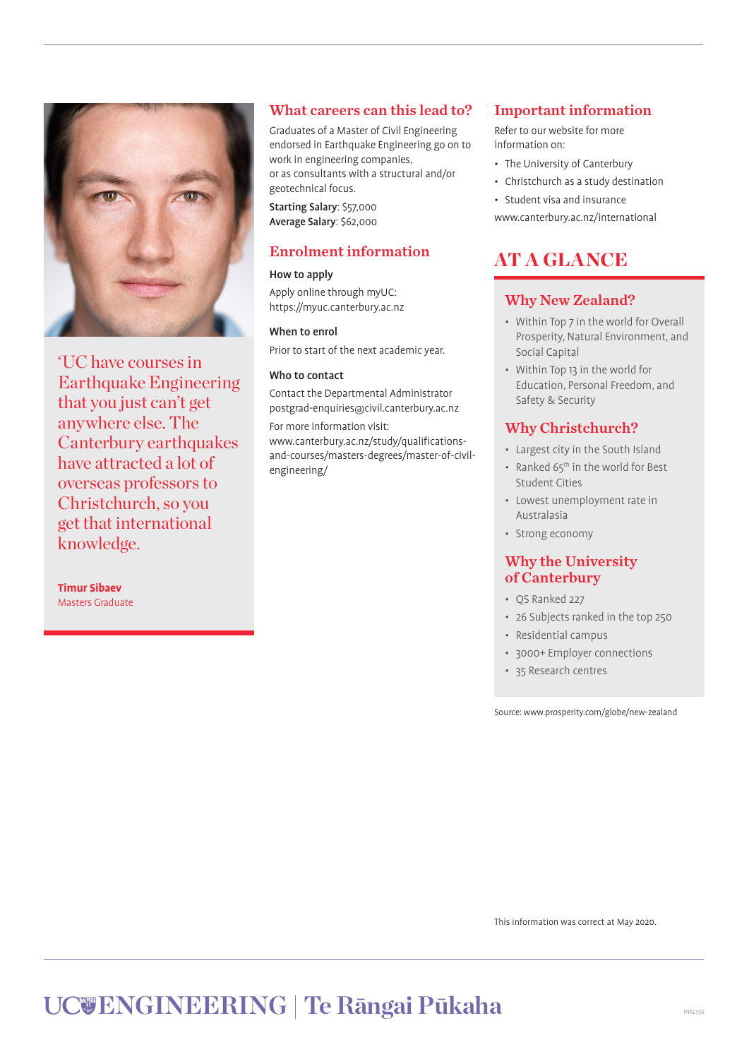‘UC have courses in Earthquake Engineering that you just can’t get anywhere else. The Canterbury earthquakes have attracted a lot of overseas professors to Christchurch, so you get that international knowledge.

**Timur Sibaev**
Masters Graduate

## What careers can this lead to?

Graduates of a Master of Civil Engineering endorsed in Earthquake Engineering go on to work in engineering companies, or as consultants with a structural and/or geotechnical focus.

**Starting Salary**: $57,000
**Average Salary**: $62,000

## Enrolment information

### How to apply

Apply online through myUC: https://myuc.canterbury.ac.nz

### When to enrol

Prior to start of the next academic year.

### Who to contact

Contact the Departmental Administrator postgrad-enquiries@civil.canterbury.ac.nz

For more information visit: www.canterbury.ac.nz/study/qualifications-and-courses/masters-degrees/master-of-civil-engineering/

## Important information

Refer to our website for more information on:

- The University of Canterbury
- Christchurch as a study destination
- Student visa and insurance

www.canterbury.ac.nz/international

# AT A GLANCE

## Why New Zealand?

- Within Top 7 in the world for Overall Prosperity, Natural Environment, and Social Capital
- Within Top 13 in the world for Education, Personal Freedom, and Safety & Security

## Why Christchurch?

- Largest city in the South Island
- Ranked 65th in the world for Best Student Cities
- Lowest unemployment rate in Australasia
- Strong economy

## Why the University of Canterbury

- QS Ranked 227
- 26 Subjects ranked in the top 250
- Residential campus
- 3000+ Employer connections
- 35 Research centres

Source: www.prosperity.com/globe/new-zealand

This information was correct at May 2020.

UC ENGINEERING | Te Rāngai Pūkaha

INRL558